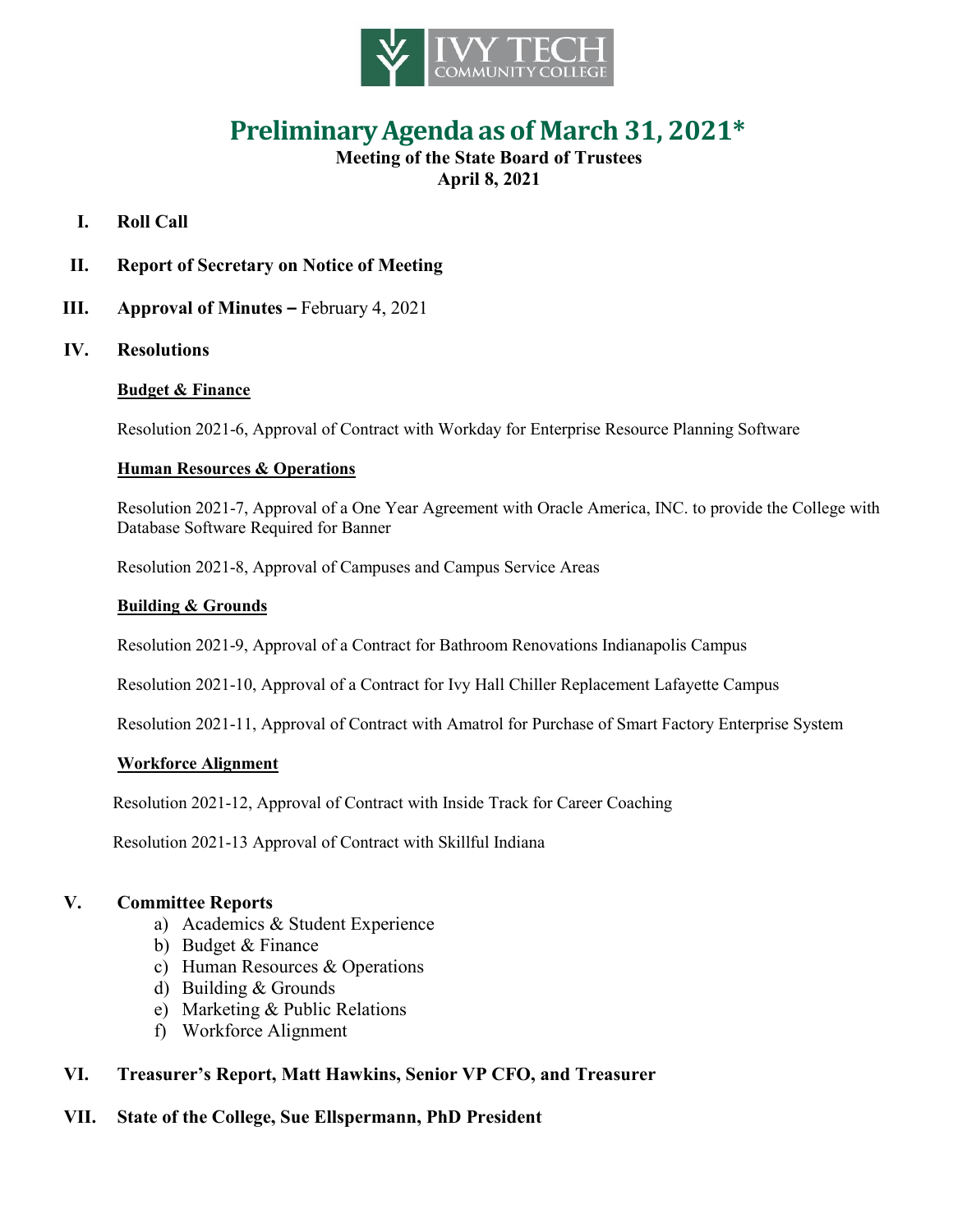IVY TECH COMMUNITY COLLEGE

# Preliminary Agenda as of March 31, 2021*

**Meeting of the State Board of Trustees**
**April 8, 2021**

**I. Roll Call**

**II. Report of Secretary on Notice of Meeting**

**III. Approval of Minutes –** February 4, 2021

**IV. Resolutions**

**Budget & Finance**

Resolution 2021-6, Approval of Contract with Workday for Enterprise Resource Planning Software

**Human Resources & Operations**

Resolution 2021-7, Approval of a One Year Agreement with Oracle America, INC. to provide the College with Database Software Required for Banner

Resolution 2021-8, Approval of Campuses and Campus Service Areas

**Building & Grounds**

Resolution 2021-9, Approval of a Contract for Bathroom Renovations Indianapolis Campus

Resolution 2021-10, Approval of a Contract for Ivy Hall Chiller Replacement Lafayette Campus

Resolution 2021-11, Approval of Contract with Amatrol for Purchase of Smart Factory Enterprise System

**Workforce Alignment**

Resolution 2021-12, Approval of Contract with Inside Track for Career Coaching

Resolution 2021-13 Approval of Contract with Skillful Indiana

**V. Committee Reports**

a) Academics & Student Experience
b) Budget & Finance
c) Human Resources & Operations
d) Building & Grounds
e) Marketing & Public Relations
f) Workforce Alignment

**VI. Treasurer's Report, Matt Hawkins, Senior VP CFO, and Treasurer**

**VII. State of the College, Sue Ellspermann, PhD President**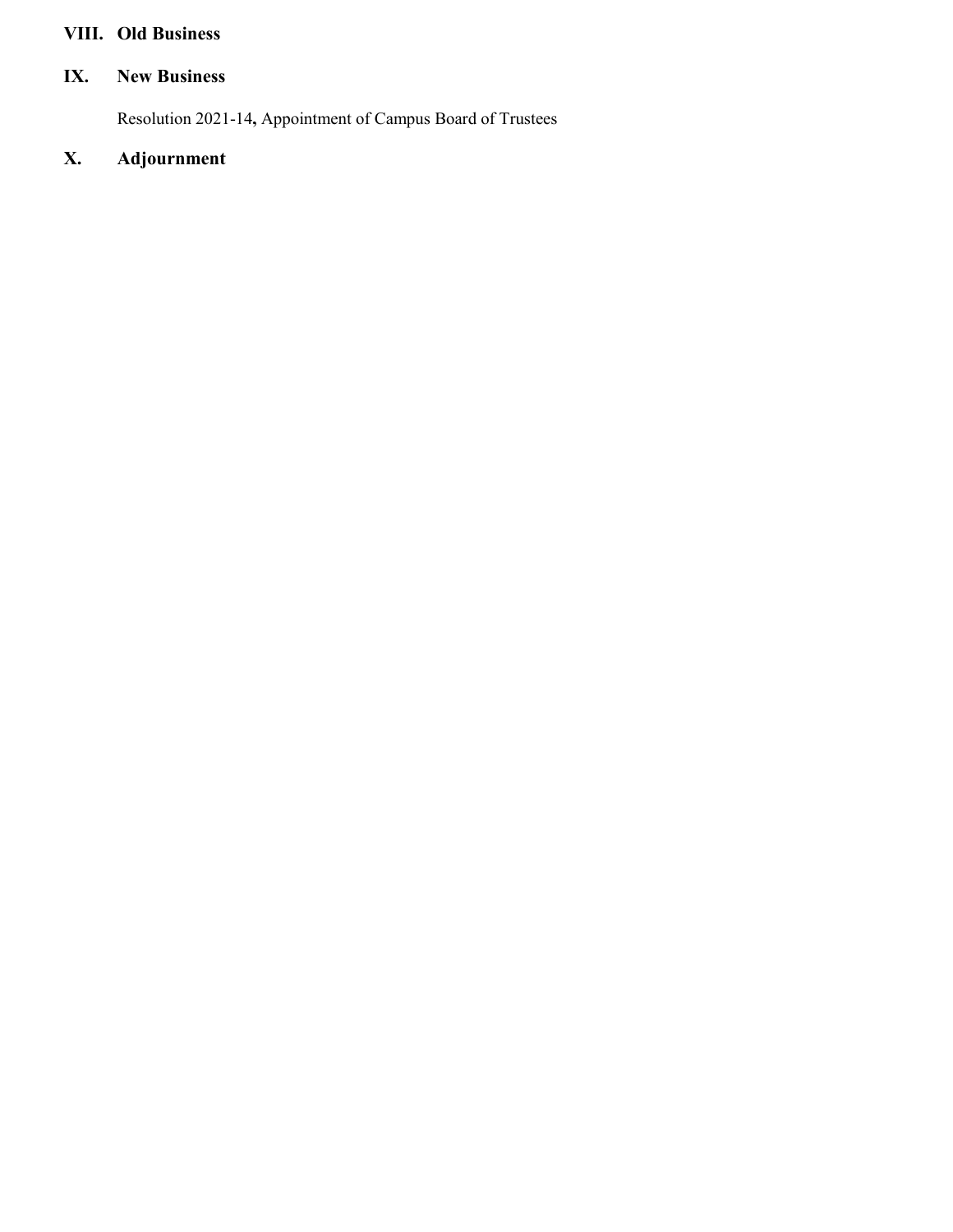## VIII. Old Business

## IX. New Business

Resolution 2021-14**,** Appointment of Campus Board of Trustees

## X. Adjournment